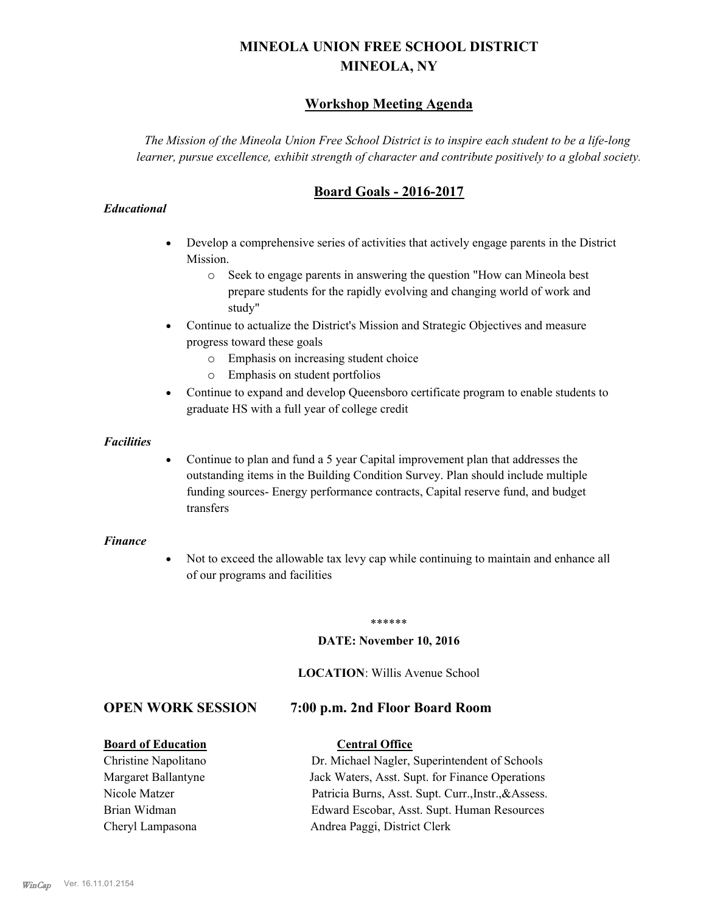# MINEOLA UNION FREE SCHOOL DISTRICT
# MINEOLA, NY

## Workshop Meeting Agenda

*The Mission of the Mineola Union Free School District is to inspire each student to be a life-long learner, pursue excellence, exhibit strength of character and contribute positively to a global society.*

## Board Goals - 2016-2017

***Educational***

- Develop a comprehensive series of activities that actively engage parents in the District Mission.
  - Seek to engage parents in answering the question "How can Mineola best prepare students for the rapidly evolving and changing world of work and study"
- Continue to actualize the District's Mission and Strategic Objectives and measure progress toward these goals
  - Emphasis on increasing student choice
  - Emphasis on student portfolios
- Continue to expand and develop Queensboro certificate program to enable students to graduate HS with a full year of college credit

***Facilities***

- Continue to plan and fund a 5 year Capital improvement plan that addresses the outstanding items in the Building Condition Survey. Plan should include multiple funding sources- Energy performance contracts, Capital reserve fund, and budget transfers

***Finance***

- Not to exceed the allowable tax levy cap while continuing to maintain and enhance all of our programs and facilities

******

**DATE: November 10, 2016**

**LOCATION**: Willis Avenue School

## OPEN WORK SESSION 7:00 p.m. 2nd Floor Board Room

| **Board of Education** | **Central Office** |
|---|---|
| Christine Napolitano | Dr. Michael Nagler, Superintendent of Schools |
| Margaret Ballantyne | Jack Waters, Asst. Supt. for Finance Operations |
| Nicole Matzer | Patricia Burns, Asst. Supt. Curr.,Instr.,&Assess. |
| Brian Widman | Edward Escobar, Asst. Supt. Human Resources |
| Cheryl Lampasona | Andrea Paggi, District Clerk |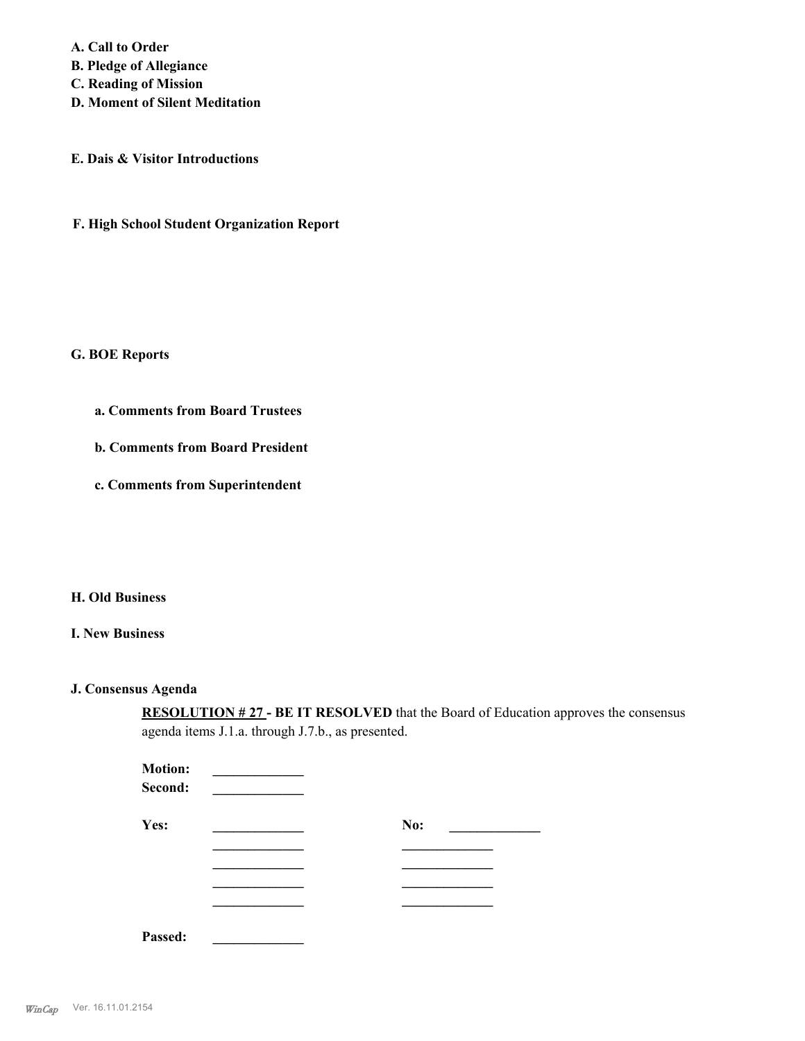**A. Call to Order**
**B. Pledge of Allegiance**
**C. Reading of Mission**
**D. Moment of Silent Meditation**

**E. Dais & Visitor Introductions**

**F. High School Student Organization Report**

**G. BOE Reports**

**a. Comments from Board Trustees**

**b. Comments from Board President**

**c. Comments from Superintendent**

**H. Old Business**

**I. New Business**

**J. Consensus Agenda**

**RESOLUTION # 27 - BE IT RESOLVED** that the Board of Education approves the consensus agenda items J.1.a. through J.7.b., as presented.

**Motion:** _____________
**Second:** _____________

**Yes:** _____________ **No:** _____________
_____________ _____________
_____________ _____________
_____________ _____________
_____________ _____________

**Passed:** _____________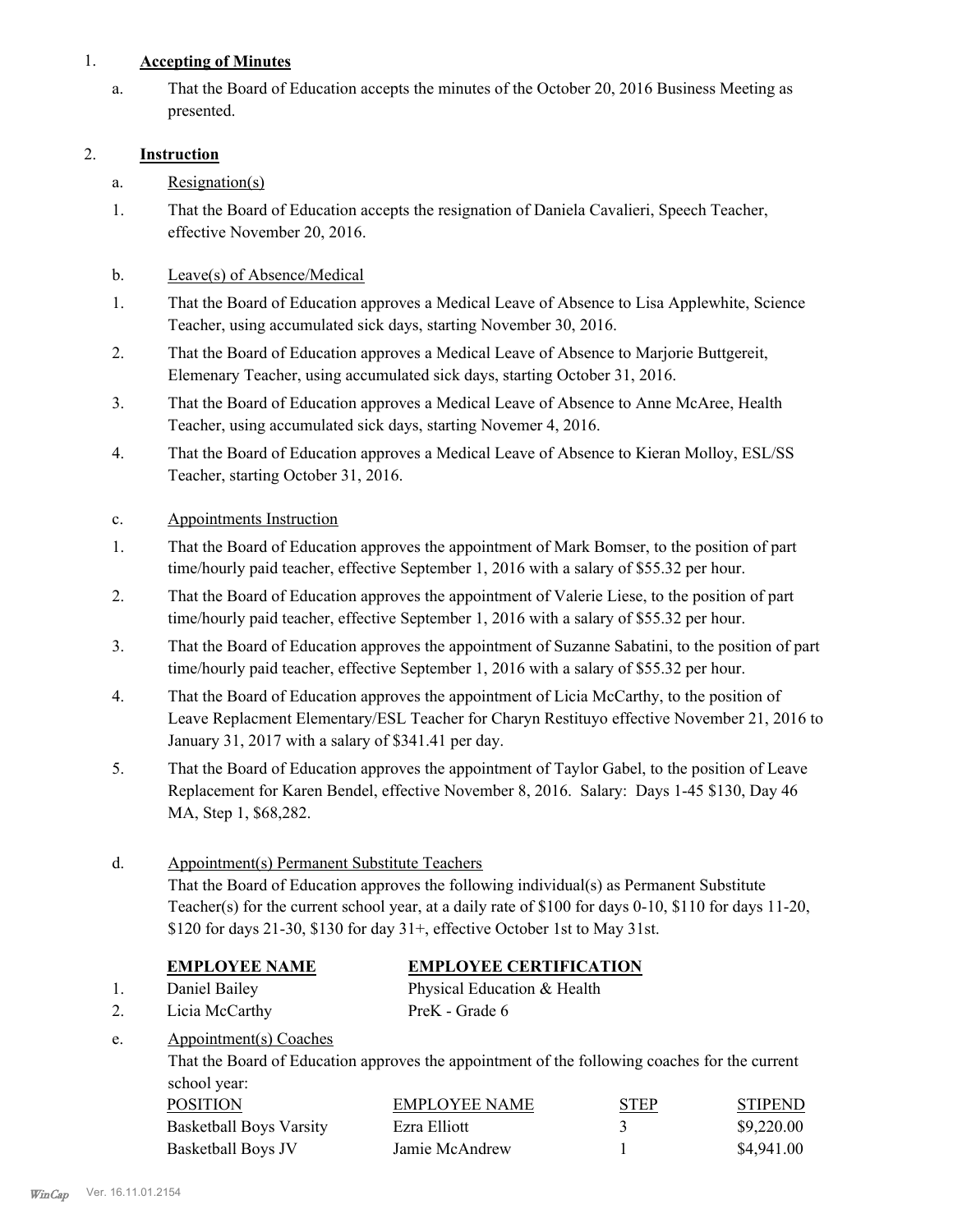1. **Accepting of Minutes**

   a. That the Board of Education accepts the minutes of the October 20, 2016 Business Meeting as presented.

2. **Instruction**

   a. Resignation(s)

   1. That the Board of Education accepts the resignation of Daniela Cavalieri, Speech Teacher, effective November 20, 2016.

   b. Leave(s) of Absence/Medical

   1. That the Board of Education approves a Medical Leave of Absence to Lisa Applewhite, Science Teacher, using accumulated sick days, starting November 30, 2016.
   2. That the Board of Education approves a Medical Leave of Absence to Marjorie Buttgereit, Elemenary Teacher, using accumulated sick days, starting October 31, 2016.
   3. That the Board of Education approves a Medical Leave of Absence to Anne McAree, Health Teacher, using accumulated sick days, starting Novemer 4, 2016.
   4. That the Board of Education approves a Medical Leave of Absence to Kieran Molloy, ESL/SS Teacher, starting October 31, 2016.

   c. Appointments Instruction

   1. That the Board of Education approves the appointment of Mark Bomser, to the position of part time/hourly paid teacher, effective September 1, 2016 with a salary of $55.32 per hour.
   2. That the Board of Education approves the appointment of Valerie Liese, to the position of part time/hourly paid teacher, effective September 1, 2016 with a salary of $55.32 per hour.
   3. That the Board of Education approves the appointment of Suzanne Sabatini, to the position of part time/hourly paid teacher, effective September 1, 2016 with a salary of $55.32 per hour.
   4. That the Board of Education approves the appointment of Licia McCarthy, to the position of Leave Replacment Elementary/ESL Teacher for Charyn Restituyo effective November 21, 2016 to January 31, 2017 with a salary of $341.41 per day.
   5. That the Board of Education approves the appointment of Taylor Gabel, to the position of Leave Replacement for Karen Bendel, effective November 8, 2016. Salary: Days 1-45 $130, Day 46 MA, Step 1, $68,282.

   d. Appointment(s) Permanent Substitute Teachers

   That the Board of Education approves the following individual(s) as Permanent Substitute Teacher(s) for the current school year, at a daily rate of $100 for days 0-10, $110 for days 11-20, $120 for days 21-30, $130 for day 31+, effective October 1st to May 31st.

| | EMPLOYEE NAME | EMPLOYEE CERTIFICATION |
|---|---|---|
| 1. | Daniel Bailey | Physical Education & Health |
| 2. | Licia McCarthy | PreK - Grade 6 |

   e. Appointment(s) Coaches

   That the Board of Education approves the appointment of the following coaches for the current school year:

| POSITION | EMPLOYEE NAME | STEP | STIPEND |
|---|---|---|---|
| Basketball Boys Varsity | Ezra Elliott | 3 | $9,220.00 |
| Basketball Boys JV | Jamie McAndrew | 1 | $4,941.00 |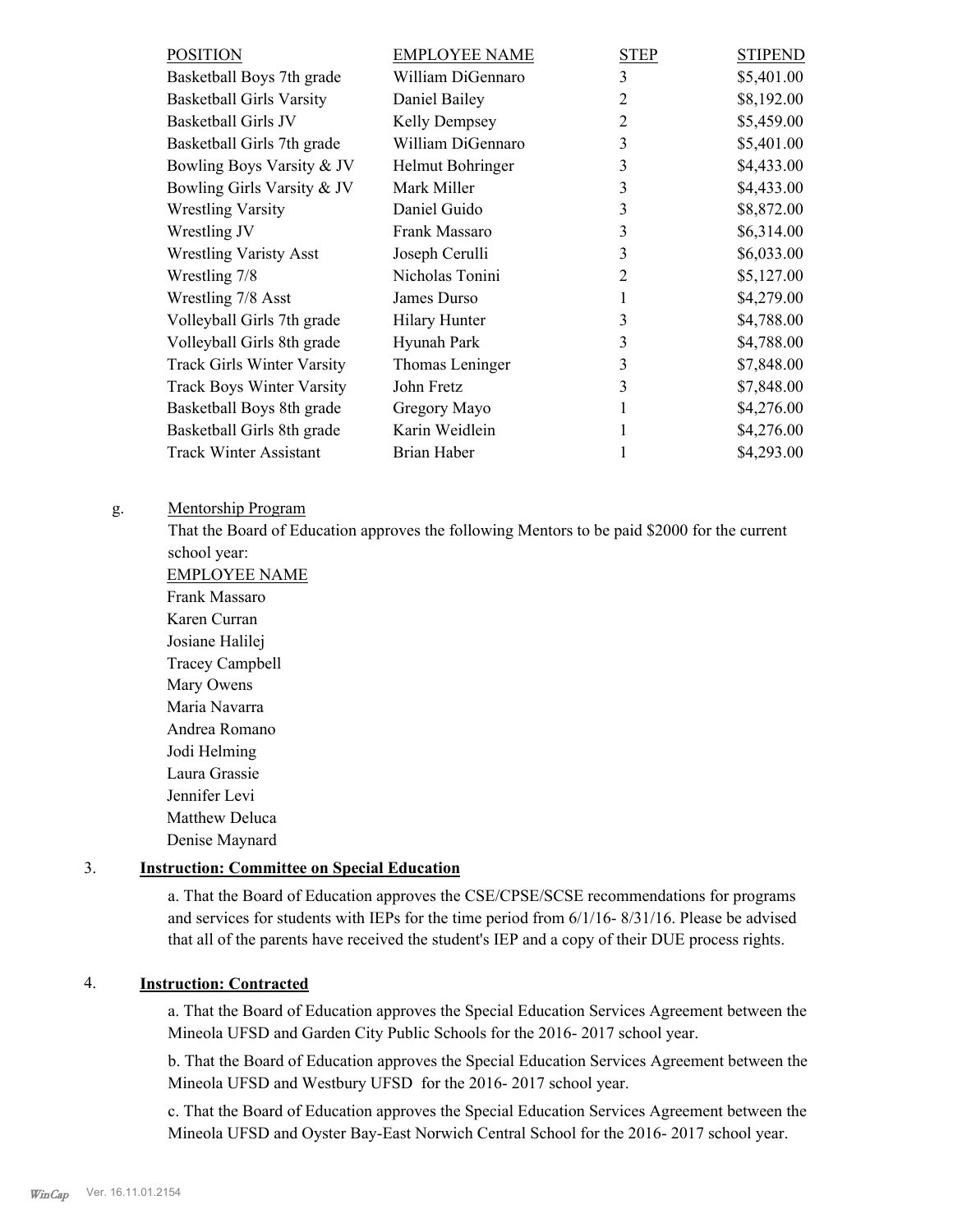| POSITION | EMPLOYEE NAME | STEP | STIPEND |
|---|---|---|---|
| Basketball Boys 7th grade | William DiGennaro | 3 | $5,401.00 |
| Basketball Girls Varsity | Daniel Bailey | 2 | $8,192.00 |
| Basketball Girls JV | Kelly Dempsey | 2 | $5,459.00 |
| Basketball Girls 7th grade | William DiGennaro | 3 | $5,401.00 |
| Bowling Boys Varsity & JV | Helmut Bohringer | 3 | $4,433.00 |
| Bowling Girls Varsity & JV | Mark Miller | 3 | $4,433.00 |
| Wrestling Varsity | Daniel Guido | 3 | $8,872.00 |
| Wrestling JV | Frank Massaro | 3 | $6,314.00 |
| Wrestling Varisty Asst | Joseph Cerulli | 3 | $6,033.00 |
| Wrestling 7/8 | Nicholas Tonini | 2 | $5,127.00 |
| Wrestling 7/8 Asst | James Durso | 1 | $4,279.00 |
| Volleyball Girls 7th grade | Hilary Hunter | 3 | $4,788.00 |
| Volleyball Girls 8th grade | Hyunah Park | 3 | $4,788.00 |
| Track Girls Winter Varsity | Thomas Leninger | 3 | $7,848.00 |
| Track Boys Winter Varsity | John Fretz | 3 | $7,848.00 |
| Basketball Boys 8th grade | Gregory Mayo | 1 | $4,276.00 |
| Basketball Girls 8th grade | Karin Weidlein | 1 | $4,276.00 |
| Track Winter Assistant | Brian Haber | 1 | $4,293.00 |

g. Mentorship Program

That the Board of Education approves the following Mentors to be paid $2000 for the current school year:

EMPLOYEE NAME

Frank Massaro
Karen Curran
Josiane Halilej
Tracey Campbell
Mary Owens
Maria Navarra
Andrea Romano
Jodi Helming
Laura Grassie
Jennifer Levi
Matthew Deluca
Denise Maynard

3. **Instruction: Committee on Special Education**

a. That the Board of Education approves the CSE/CPSE/SCSE recommendations for programs and services for students with IEPs for the time period from 6/1/16- 8/31/16. Please be advised that all of the parents have received the student's IEP and a copy of their DUE process rights.

4. **Instruction: Contracted**

a. That the Board of Education approves the Special Education Services Agreement between the Mineola UFSD and Garden City Public Schools for the 2016- 2017 school year.

b. That the Board of Education approves the Special Education Services Agreement between the Mineola UFSD and Westbury UFSD for the 2016- 2017 school year.

c. That the Board of Education approves the Special Education Services Agreement between the Mineola UFSD and Oyster Bay-East Norwich Central School for the 2016- 2017 school year.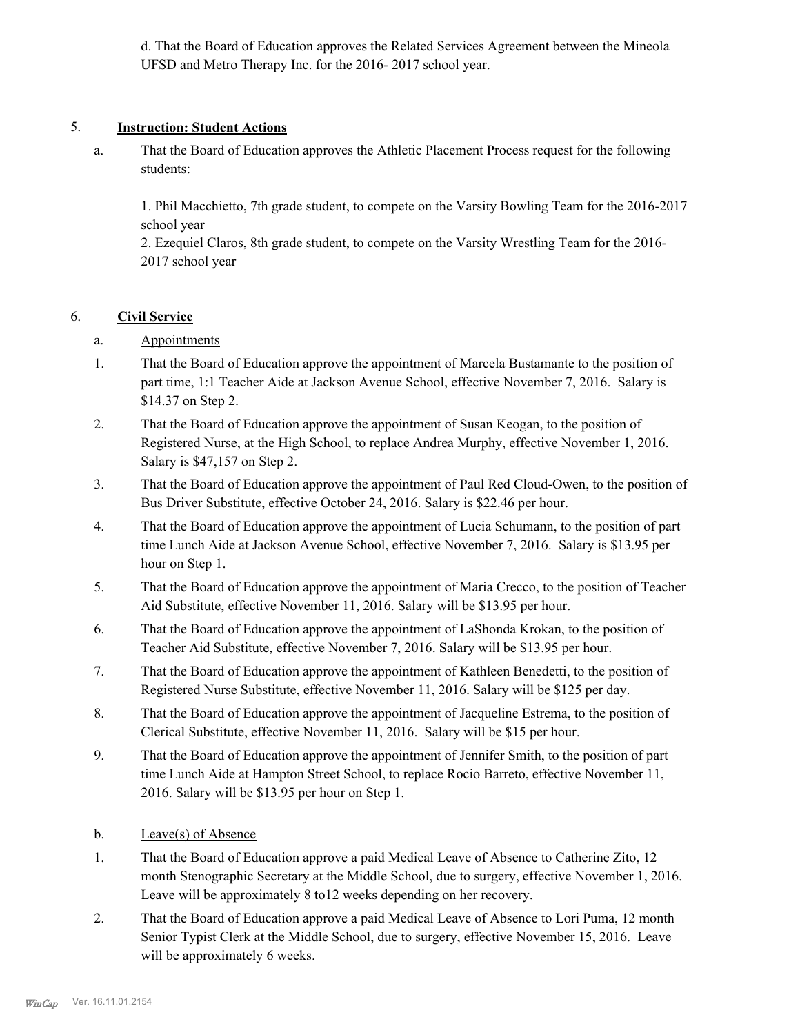d. That the Board of Education approves the Related Services Agreement between the Mineola UFSD and Metro Therapy Inc. for the 2016- 2017 school year.

5. **Instruction: Student Actions**

a. That the Board of Education approves the Athletic Placement Process request for the following students:

1. Phil Macchietto, 7th grade student, to compete on the Varsity Bowling Team for the 2016-2017 school year
2. Ezequiel Claros, 8th grade student, to compete on the Varsity Wrestling Team for the 2016-2017 school year

6. **Civil Service**

a. Appointments

1. That the Board of Education approve the appointment of Marcela Bustamante to the position of part time, 1:1 Teacher Aide at Jackson Avenue School, effective November 7, 2016. Salary is $14.37 on Step 2.
2. That the Board of Education approve the appointment of Susan Keogan, to the position of Registered Nurse, at the High School, to replace Andrea Murphy, effective November 1, 2016. Salary is $47,157 on Step 2.
3. That the Board of Education approve the appointment of Paul Red Cloud-Owen, to the position of Bus Driver Substitute, effective October 24, 2016. Salary is $22.46 per hour.
4. That the Board of Education approve the appointment of Lucia Schumann, to the position of part time Lunch Aide at Jackson Avenue School, effective November 7, 2016. Salary is $13.95 per hour on Step 1.
5. That the Board of Education approve the appointment of Maria Crecco, to the position of Teacher Aid Substitute, effective November 11, 2016. Salary will be $13.95 per hour.
6. That the Board of Education approve the appointment of LaShonda Krokan, to the position of Teacher Aid Substitute, effective November 7, 2016. Salary will be $13.95 per hour.
7. That the Board of Education approve the appointment of Kathleen Benedetti, to the position of Registered Nurse Substitute, effective November 11, 2016. Salary will be $125 per day.
8. That the Board of Education approve the appointment of Jacqueline Estrema, to the position of Clerical Substitute, effective November 11, 2016. Salary will be $15 per hour.
9. That the Board of Education approve the appointment of Jennifer Smith, to the position of part time Lunch Aide at Hampton Street School, to replace Rocio Barreto, effective November 11, 2016. Salary will be $13.95 per hour on Step 1.

b. Leave(s) of Absence

1. That the Board of Education approve a paid Medical Leave of Absence to Catherine Zito, 12 month Stenographic Secretary at the Middle School, due to surgery, effective November 1, 2016. Leave will be approximately 8 to12 weeks depending on her recovery.
2. That the Board of Education approve a paid Medical Leave of Absence to Lori Puma, 12 month Senior Typist Clerk at the Middle School, due to surgery, effective November 15, 2016. Leave will be approximately 6 weeks.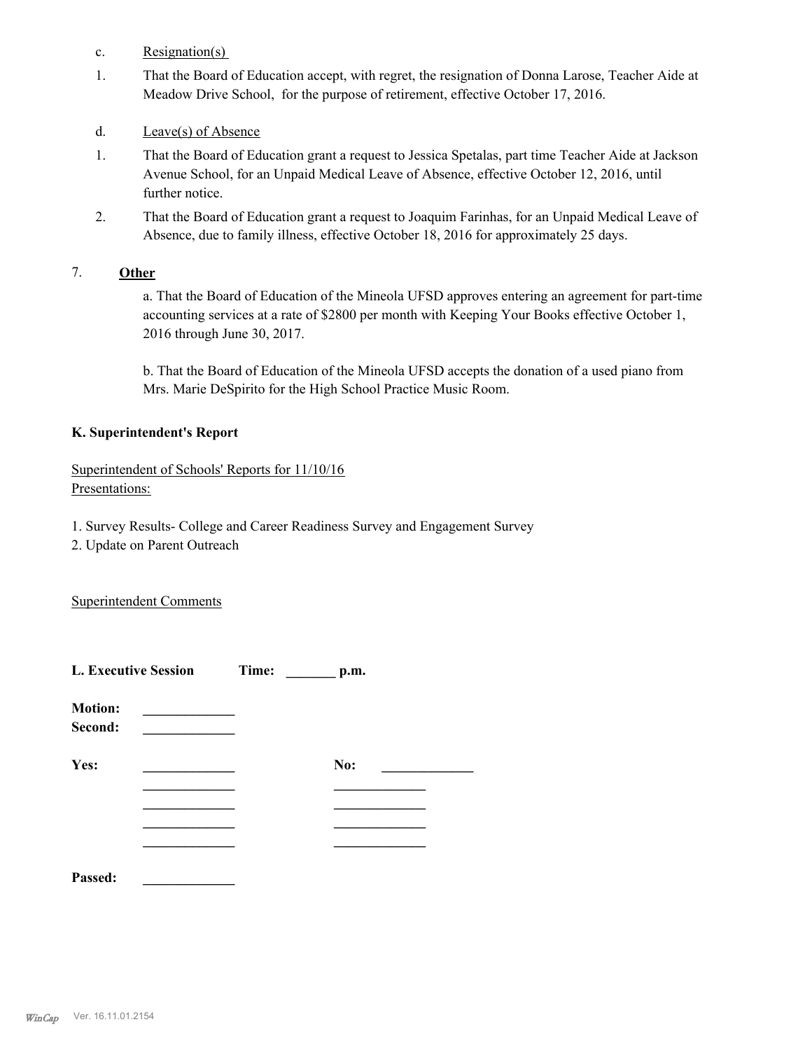c. Resignation(s)

1. That the Board of Education accept, with regret, the resignation of Donna Larose, Teacher Aide at Meadow Drive School, for the purpose of retirement, effective October 17, 2016.

d. Leave(s) of Absence

1. That the Board of Education grant a request to Jessica Spetalas, part time Teacher Aide at Jackson Avenue School, for an Unpaid Medical Leave of Absence, effective October 12, 2016, until further notice.

2. That the Board of Education grant a request to Joaquim Farinhas, for an Unpaid Medical Leave of Absence, due to family illness, effective October 18, 2016 for approximately 25 days.

7. **Other**

a. That the Board of Education of the Mineola UFSD approves entering an agreement for part-time accounting services at a rate of $2800 per month with Keeping Your Books effective October 1, 2016 through June 30, 2017.

b. That the Board of Education of the Mineola UFSD accepts the donation of a used piano from Mrs. Marie DeSpirito for the High School Practice Music Room.

**K. Superintendent's Report**

Superintendent of Schools' Reports for 11/10/16
Presentations:

1. Survey Results- College and Career Readiness Survey and Engagement Survey
2. Update on Parent Outreach

Superintendent Comments

**L. Executive Session** **Time: _______ p.m.**

**Motion:** _____________
**Second:** _____________

**Yes:** _____________ **No:** _____________
_____________ _____________
_____________ _____________
_____________ _____________
_____________ _____________

**Passed:** _____________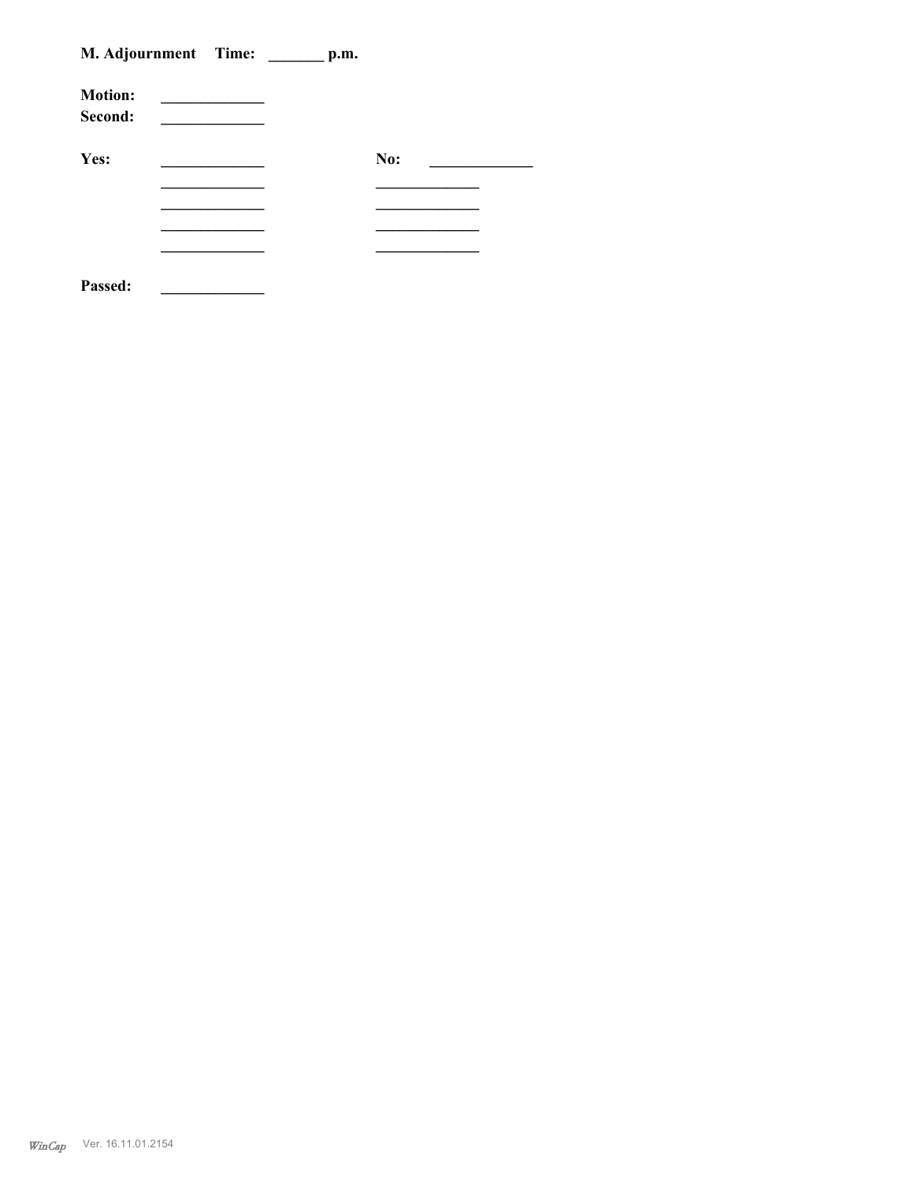**M. Adjournment Time: _______ p.m.**

**Motion:** _____________
**Second:** _____________

**Yes:** _____________ **No:** _____________

_____________ _____________

_____________ _____________

_____________ _____________

_____________ _____________

**Passed:** _____________